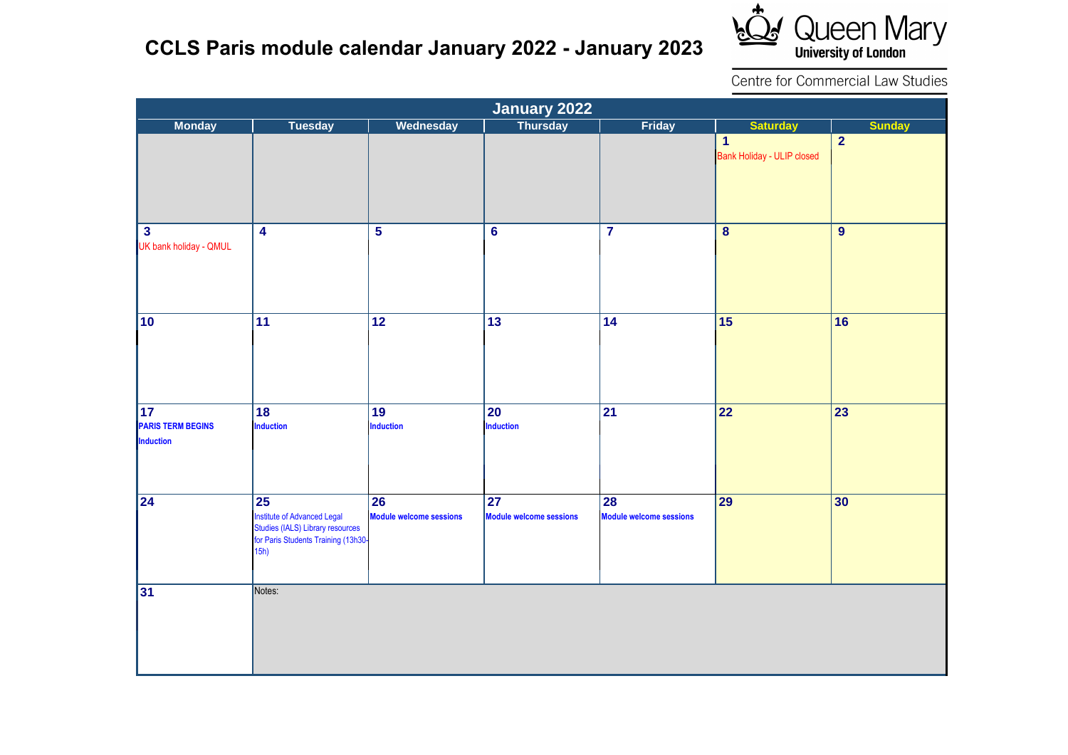# CCLS Paris module calendar January 2022 - January 2023

Queen Mary University of London

Centre for Commercial Law Studies

## January 2022

| Monday | Tuesday | Wednesday | Thursday | Friday | Saturday | Sunday |
|---|---|---|---|---|---|---|
| | | | | | 1 Bank Holiday - ULIP closed | 2 |
| 3 UK bank holiday - QMUL | 4 | 5 | 6 | 7 | 8 | 9 |
| 10 | 11 | 12 | 13 | 14 | 15 | 16 |
| 17 **PARIS TERM BEGINS** **Induction** | 18 **Induction** | 19 **Induction** | 20 **Induction** | 21 | 22 | 23 |
| 24 | 25 Institute of Advanced Legal Studies (IALS) Library resources for Paris Students Training (13h30-15h) | 26 **Module welcome sessions** | 27 **Module welcome sessions** | 28 **Module welcome sessions** | 29 | 30 |
| 31 | Notes: | | | | | |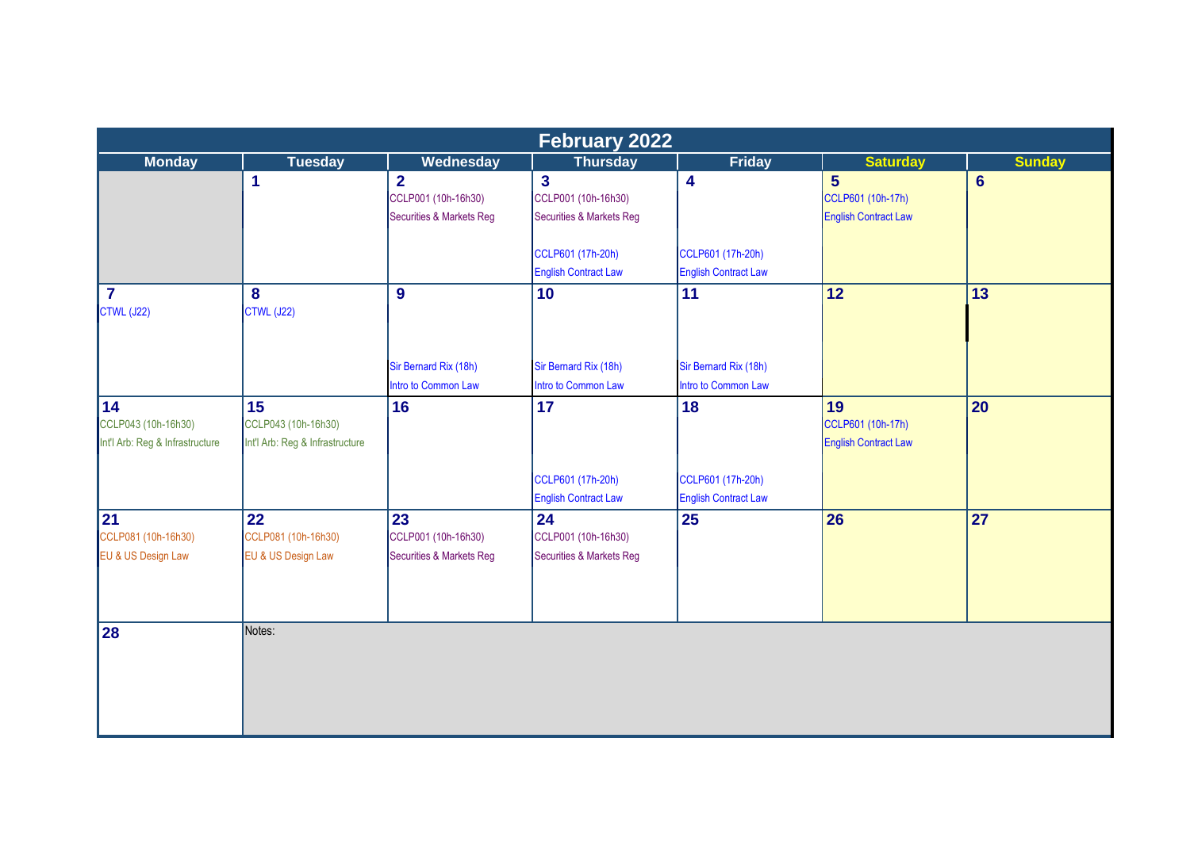# February 2022

| Monday | Tuesday | Wednesday | Thursday | Friday | Saturday | Sunday |
|---|---|---|---|---|---|---|
| | **1** | **2** CCLP001 (10h-16h30) Securities & Markets Reg | **3** CCLP001 (10h-16h30) Securities & Markets Reg CCLP601 (17h-20h) English Contract Law | **4** CCLP601 (17h-20h) English Contract Law | **5** CCLP601 (10h-17h) English Contract Law | **6** |
| **7** CTWL (J22) | **8** CTWL (J22) | **9** Sir Bernard Rix (18h) Intro to Common Law | **10** Sir Bernard Rix (18h) Intro to Common Law | **11** Sir Bernard Rix (18h) Intro to Common Law | **12** | **13** |
| **14** CCLP043 (10h-16h30) Int'l Arb: Reg & Infrastructure | **15** CCLP043 (10h-16h30) Int'l Arb: Reg & Infrastructure | **16** | **17** CCLP601 (17h-20h) English Contract Law | **18** CCLP601 (17h-20h) English Contract Law | **19** CCLP601 (10h-17h) English Contract Law | **20** |
| **21** CCLP081 (10h-16h30) EU & US Design Law | **22** CCLP081 (10h-16h30) EU & US Design Law | **23** CCLP001 (10h-16h30) Securities & Markets Reg | **24** CCLP001 (10h-16h30) Securities & Markets Reg | **25** | **26** | **27** |
| **28** | Notes: | | | | | |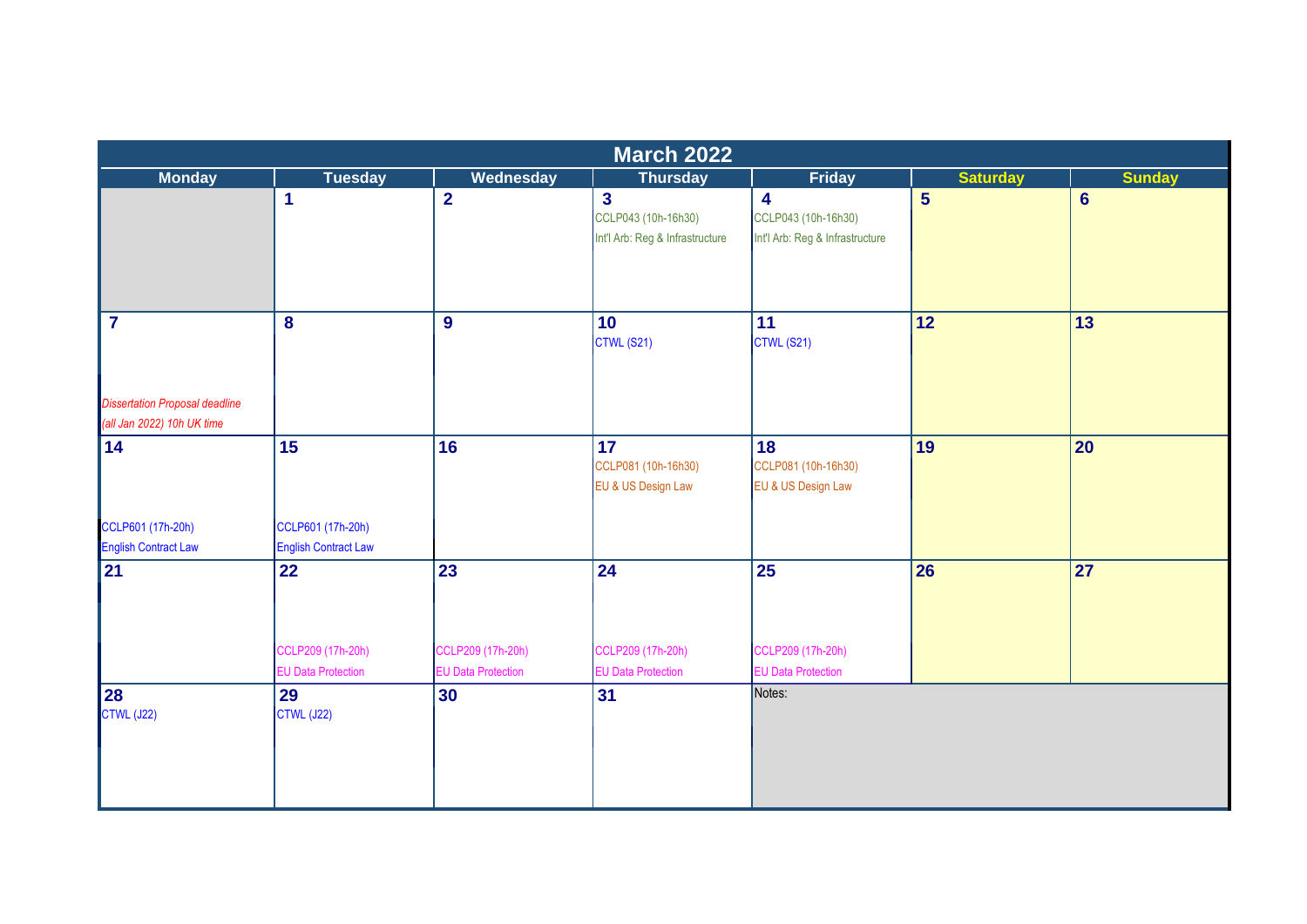# March 2022

| Monday | Tuesday | Wednesday | Thursday | Friday | Saturday | Sunday |
|---|---|---|---|---|---|---|
| | 1 | 2 | 3<br>CCLP043 (10h-16h30)<br>Int'l Arb: Reg & Infrastructure | 4<br>CCLP043 (10h-16h30)<br>Int'l Arb: Reg & Infrastructure | 5 | 6 |
| 7<br>*Dissertation Proposal deadline (all Jan 2022) 10h UK time* | 8 | 9 | 10<br>CTWL (S21) | 11<br>CTWL (S21) | 12 | 13 |
| 14<br>CCLP601 (17h-20h)<br>English Contract Law | 15<br>CCLP601 (17h-20h)<br>English Contract Law | 16 | 17<br>CCLP081 (10h-16h30)<br>EU & US Design Law | 18<br>CCLP081 (10h-16h30)<br>EU & US Design Law | 19 | 20 |
| 21 | 22<br>CCLP209 (17h-20h)<br>EU Data Protection | 23<br>CCLP209 (17h-20h)<br>EU Data Protection | 24<br>CCLP209 (17h-20h)<br>EU Data Protection | 25<br>CCLP209 (17h-20h)<br>EU Data Protection | 26 | 27 |
| 28<br>CTWL (J22) | 29<br>CTWL (J22) | 30 | 31 | Notes: | | |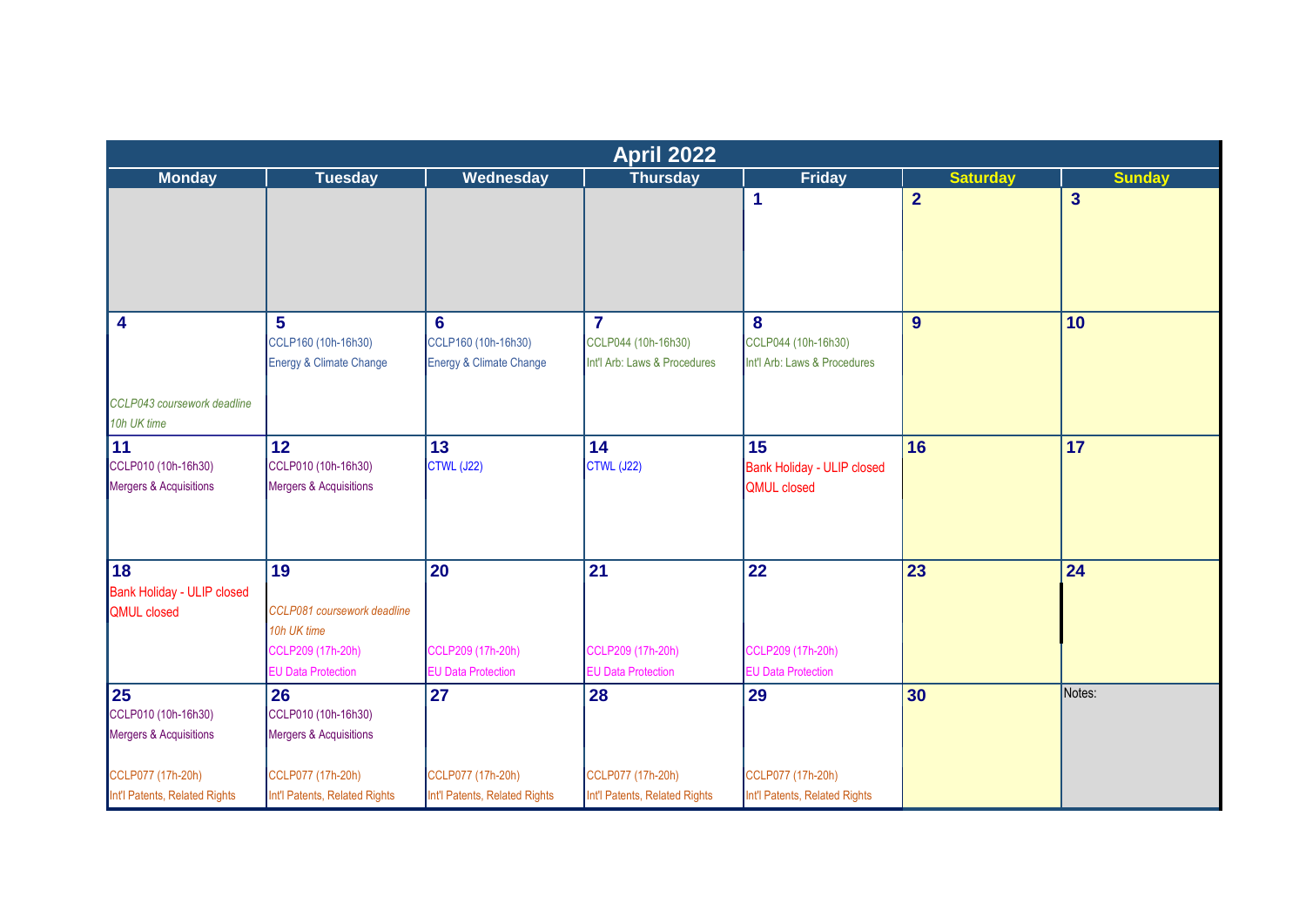# April 2022

| Monday | Tuesday | Wednesday | Thursday | Friday | Saturday | Sunday |
|---|---|---|---|---|---|---|
| | | | | **1** | **2** | **3** |
| **4**<br>*CCLP043 coursework deadline*<br>*10h UK time* | **5**<br>CCLP160 (10h-16h30)<br>Energy & Climate Change | **6**<br>CCLP160 (10h-16h30)<br>Energy & Climate Change | **7**<br>CCLP044 (10h-16h30)<br>Int'l Arb: Laws & Procedures | **8**<br>CCLP044 (10h-16h30)<br>Int'l Arb: Laws & Procedures | **9** | **10** |
| **11**<br>CCLP010 (10h-16h30)<br>Mergers & Acquisitions | **12**<br>CCLP010 (10h-16h30)<br>Mergers & Acquisitions | **13**<br>CTWL (J22) | **14**<br>CTWL (J22) | **15**<br>Bank Holiday - ULIP closed<br>QMUL closed | **16** | **17** |
| **18**<br>Bank Holiday - ULIP closed<br>QMUL closed | **19**<br>*CCLP081 coursework deadline*<br>*10h UK time*<br>CCLP209 (17h-20h)<br>EU Data Protection | **20**<br>CCLP209 (17h-20h)<br>EU Data Protection | **21**<br>CCLP209 (17h-20h)<br>EU Data Protection | **22**<br>CCLP209 (17h-20h)<br>EU Data Protection | **23** | **24** |
| **25**<br>CCLP010 (10h-16h30)<br>Mergers & Acquisitions<br>CCLP077 (17h-20h)<br>Int'l Patents, Related Rights | **26**<br>CCLP010 (10h-16h30)<br>Mergers & Acquisitions<br>CCLP077 (17h-20h)<br>Int'l Patents, Related Rights | **27**<br>CCLP077 (17h-20h)<br>Int'l Patents, Related Rights | **28**<br>CCLP077 (17h-20h)<br>Int'l Patents, Related Rights | **29**<br>CCLP077 (17h-20h)<br>Int'l Patents, Related Rights | **30** | Notes: |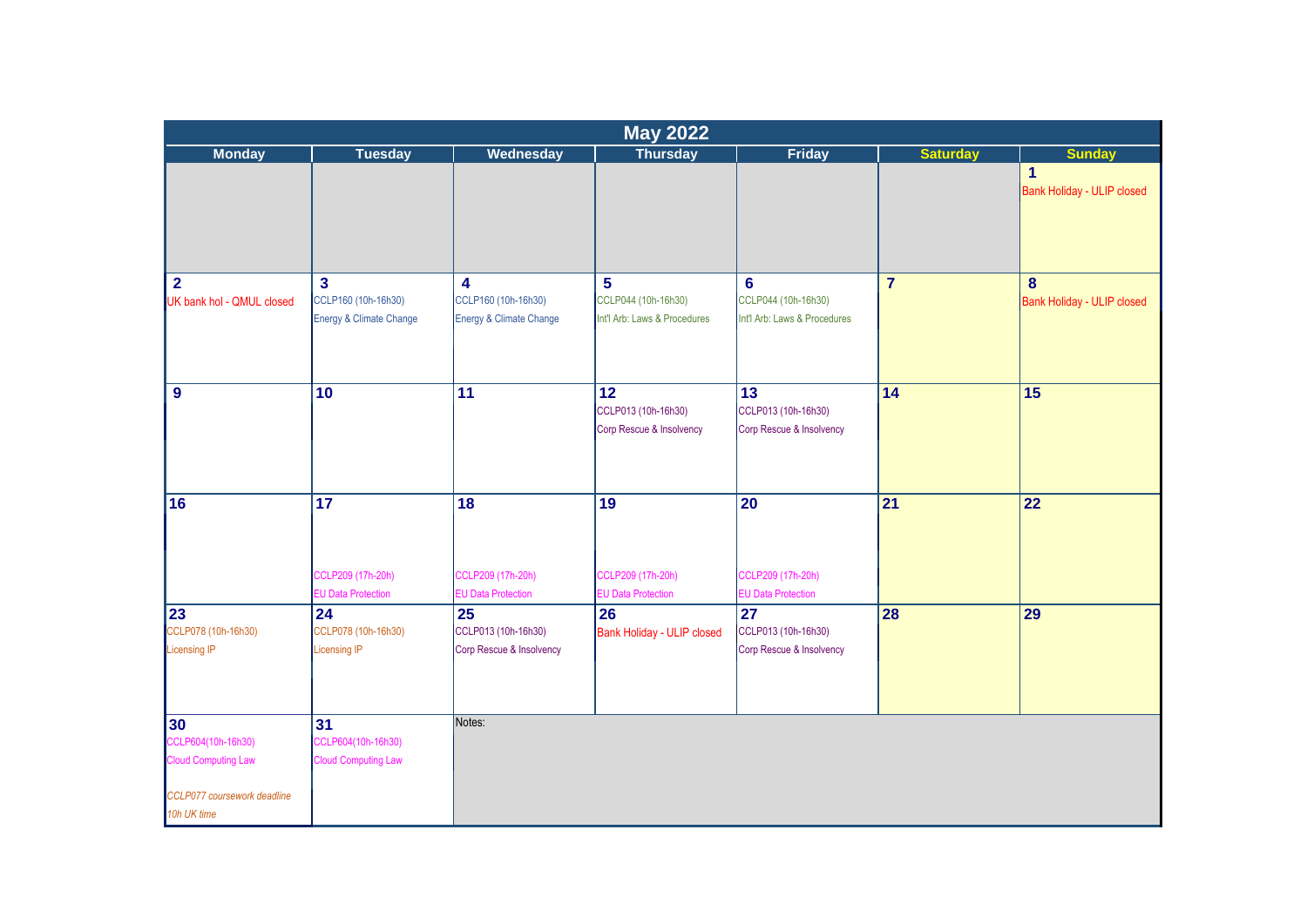# May 2022

| Monday | Tuesday | Wednesday | Thursday | Friday | Saturday | Sunday |
|---|---|---|---|---|---|---|
| | | | | | | **1** Bank Holiday - ULIP closed |
| **2** UK bank hol - QMUL closed | **3** CCLP160 (10h-16h30) Energy & Climate Change | **4** CCLP160 (10h-16h30) Energy & Climate Change | **5** CCLP044 (10h-16h30) Int'l Arb: Laws & Procedures | **6** CCLP044 (10h-16h30) Int'l Arb: Laws & Procedures | **7** | **8** Bank Holiday - ULIP closed |
| **9** | **10** | **11** | **12** CCLP013 (10h-16h30) Corp Rescue & Insolvency | **13** CCLP013 (10h-16h30) Corp Rescue & Insolvency | **14** | **15** |
| **16** | **17** CCLP209 (17h-20h) EU Data Protection | **18** CCLP209 (17h-20h) EU Data Protection | **19** CCLP209 (17h-20h) EU Data Protection | **20** CCLP209 (17h-20h) EU Data Protection | **21** | **22** |
| **23** CCLP078 (10h-16h30) Licensing IP | **24** CCLP078 (10h-16h30) Licensing IP | **25** CCLP013 (10h-16h30) Corp Rescue & Insolvency | **26** Bank Holiday - ULIP closed | **27** CCLP013 (10h-16h30) Corp Rescue & Insolvency | **28** | **29** |
| **30** CCLP604(10h-16h30) Cloud Computing Law *CCLP077 coursework deadline 10h UK time* | **31** CCLP604(10h-16h30) Cloud Computing Law | Notes: | | | | |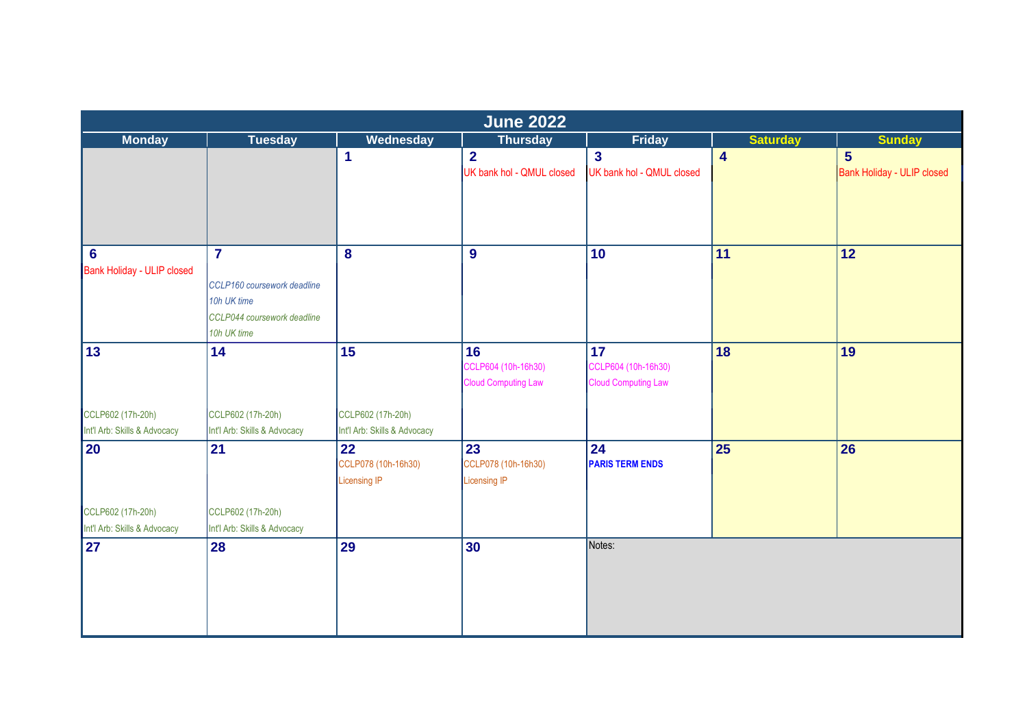# June 2022

| Monday | Tuesday | Wednesday | Thursday | Friday | Saturday | Sunday |
|---|---|---|---|---|---|---|
| | | 1 | 2<br>UK bank hol - QMUL closed | 3<br>UK bank hol - QMUL closed | 4 | 5<br>Bank Holiday - ULIP closed |
| 6<br>Bank Holiday - ULIP closed | 7<br>*CCLP160 coursework deadline 10h UK time*<br>*CCLP044 coursework deadline 10h UK time* | 8 | 9 | 10 | 11 | 12 |
| 13<br>CCLP602 (17h-20h)<br>Int'l Arb: Skills & Advocacy | 14<br>CCLP602 (17h-20h)<br>Int'l Arb: Skills & Advocacy | 15<br>CCLP602 (17h-20h)<br>Int'l Arb: Skills & Advocacy | 16<br>CCLP604 (10h-16h30)<br>Cloud Computing Law | 17<br>CCLP604 (10h-16h30)<br>Cloud Computing Law | 18 | 19 |
| 20<br>CCLP602 (17h-20h)<br>Int'l Arb: Skills & Advocacy | 21<br>CCLP602 (17h-20h)<br>Int'l Arb: Skills & Advocacy | 22<br>CCLP078 (10h-16h30)<br>Licensing IP | 23<br>CCLP078 (10h-16h30)<br>Licensing IP | 24<br>**PARIS TERM ENDS** | 25 | 26 |
| 27 | 28 | 29 | 30 | Notes: | | |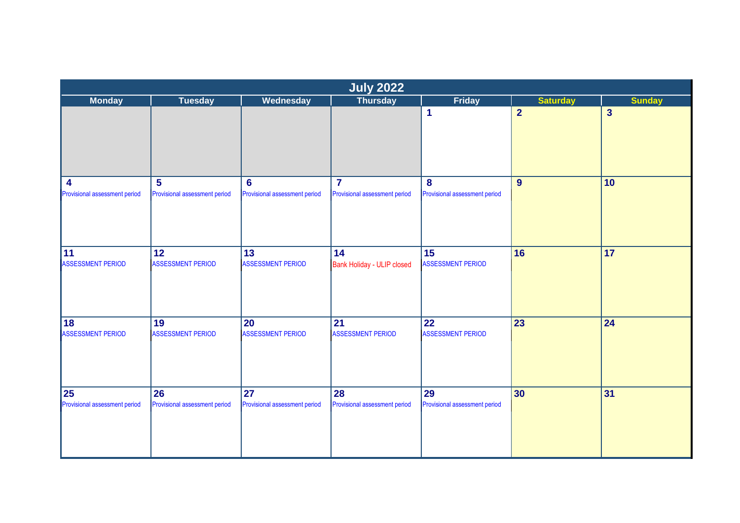# July 2022

| Monday | Tuesday | Wednesday | Thursday | Friday | Saturday | Sunday |
|---|---|---|---|---|---|---|
| | | | | 1 | 2 | 3 |
| 4 Provisional assessment period | 5 Provisional assessment period | 6 Provisional assessment period | 7 Provisional assessment period | 8 Provisional assessment period | 9 | 10 |
| 11 ASSESSMENT PERIOD | 12 ASSESSMENT PERIOD | 13 ASSESSMENT PERIOD | 14 Bank Holiday - ULIP closed | 15 ASSESSMENT PERIOD | 16 | 17 |
| 18 ASSESSMENT PERIOD | 19 ASSESSMENT PERIOD | 20 ASSESSMENT PERIOD | 21 ASSESSMENT PERIOD | 22 ASSESSMENT PERIOD | 23 | 24 |
| 25 Provisional assessment period | 26 Provisional assessment period | 27 Provisional assessment period | 28 Provisional assessment period | 29 Provisional assessment period | 30 | 31 |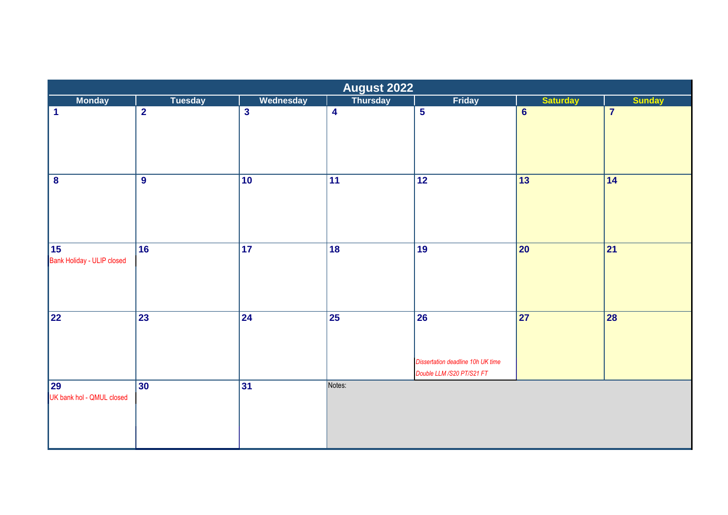# August 2022

| Monday | Tuesday | Wednesday | Thursday | Friday | Saturday | Sunday |
|---|---|---|---|---|---|---|
| 1 | 2 | 3 | 4 | 5 | 6 | 7 |
| 8 | 9 | 10 | 11 | 12 | 13 | 14 |
| 15<br>Bank Holiday - ULIP closed | 16 | 17 | 18 | 19 | 20 | 21 |
| 22 | 23 | 24 | 25 | 26<br>*Dissertation deadline 10h UK time*<br>*Double LLM /S20 PT/S21 FT* | 27 | 28 |
| 29<br>UK bank hol - QMUL closed | 30 | 31 | Notes: | | | |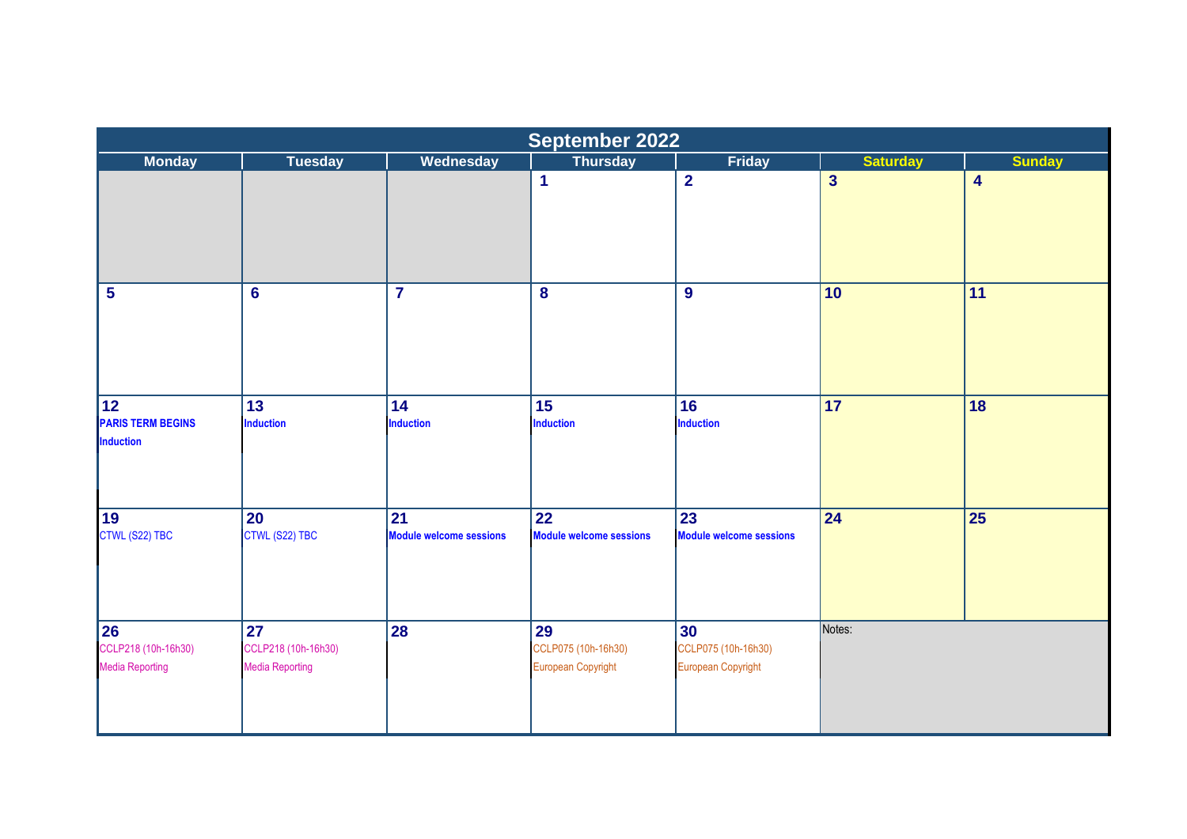# September 2022

| Monday | Tuesday | Wednesday | Thursday | Friday | Saturday | Sunday |
|---|---|---|---|---|---|---|
| | | | 1 | 2 | 3 | 4 |
| 5 | 6 | 7 | 8 | 9 | 10 | 11 |
| 12 **PARIS TERM BEGINS** **Induction** | 13 **Induction** | 14 **Induction** | 15 **Induction** | 16 **Induction** | 17 | 18 |
| 19 CTWL (S22) TBC | 20 CTWL (S22) TBC | 21 **Module welcome sessions** | 22 **Module welcome sessions** | 23 **Module welcome sessions** | 24 | 25 |
| 26 CCLP218 (10h-16h30) Media Reporting | 27 CCLP218 (10h-16h30) Media Reporting | 28 | 29 CCLP075 (10h-16h30) European Copyright | 30 CCLP075 (10h-16h30) European Copyright | Notes: | |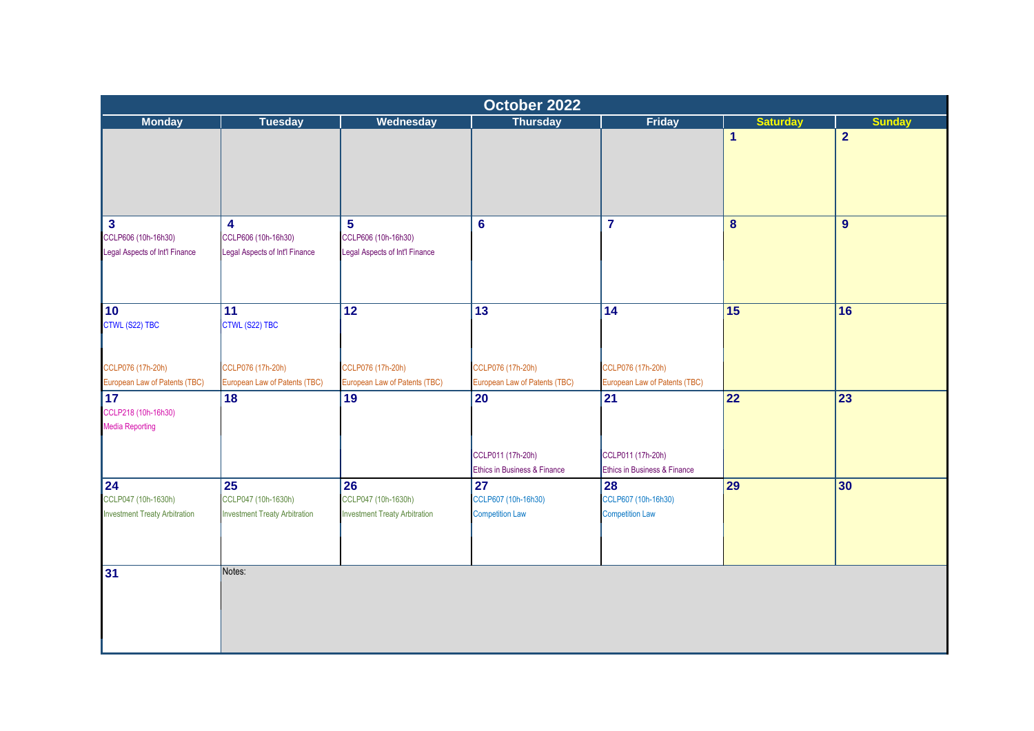# October 2022

| Monday | Tuesday | Wednesday | Thursday | Friday | Saturday | Sunday |
|---|---|---|---|---|---|---|
| | | | | | 1 | 2 |
| 3<br>CCLP606 (10h-16h30)<br>Legal Aspects of Int'l Finance | 4<br>CCLP606 (10h-16h30)<br>Legal Aspects of Int'l Finance | 5<br>CCLP606 (10h-16h30)<br>Legal Aspects of Int'l Finance | 6 | 7 | 8 | 9 |
| 10<br>CTWL (S22) TBC<br>CCLP076 (17h-20h)<br>European Law of Patents (TBC) | 11<br>CTWL (S22) TBC<br>CCLP076 (17h-20h)<br>European Law of Patents (TBC) | 12<br>CCLP076 (17h-20h)<br>European Law of Patents (TBC) | 13<br>CCLP076 (17h-20h)<br>European Law of Patents (TBC) | 14<br>CCLP076 (17h-20h)<br>European Law of Patents (TBC) | 15 | 16 |
| 17<br>CCLP218 (10h-16h30)<br>Media Reporting | 18 | 19 | 20<br>CCLP011 (17h-20h)<br>Ethics in Business & Finance | 21<br>CCLP011 (17h-20h)<br>Ethics in Business & Finance | 22 | 23 |
| 24<br>CCLP047 (10h-1630h)<br>Investment Treaty Arbitration | 25<br>CCLP047 (10h-1630h)<br>Investment Treaty Arbitration | 26<br>CCLP047 (10h-1630h)<br>Investment Treaty Arbitration | 27<br>CCLP607 (10h-16h30)<br>Competition Law | 28<br>CCLP607 (10h-16h30)<br>Competition Law | 29 | 30 |
| 31 | Notes: | | | | | |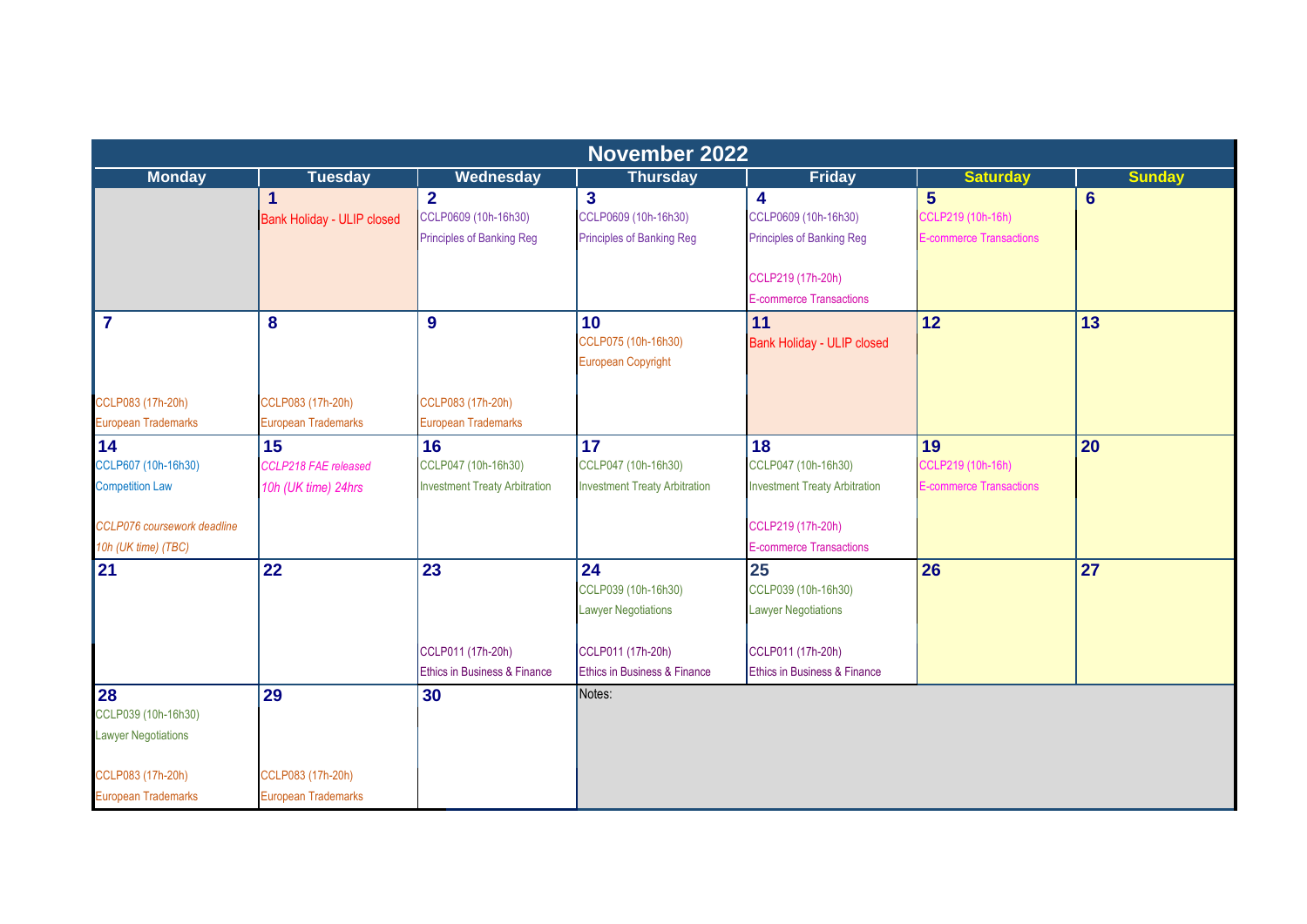# November 2022

| Monday | Tuesday | Wednesday | Thursday | Friday | Saturday | Sunday |
|---|---|---|---|---|---|---|
| | **1**<br>Bank Holiday - ULIP closed | **2**<br>CCLP0609 (10h-16h30)<br>Principles of Banking Reg | **3**<br>CCLP0609 (10h-16h30)<br>Principles of Banking Reg | **4**<br>CCLP0609 (10h-16h30)<br>Principles of Banking Reg<br>CCLP219 (17h-20h)<br>E-commerce Transactions | **5**<br>CCLP219 (10h-16h)<br>E-commerce Transactions | **6** |
| **7**<br>CCLP083 (17h-20h)<br>European Trademarks | **8**<br>CCLP083 (17h-20h)<br>European Trademarks | **9**<br>CCLP083 (17h-20h)<br>European Trademarks | **10**<br>CCLP075 (10h-16h30)<br>European Copyright | **11**<br>Bank Holiday - ULIP closed | **12** | **13** |
| **14**<br>CCLP607 (10h-16h30)<br>Competition Law<br>*CCLP076 coursework deadline*<br>*10h (UK time) (TBC)* | **15**<br>*CCLP218 FAE released*<br>*10h (UK time) 24hrs* | **16**<br>CCLP047 (10h-16h30)<br>Investment Treaty Arbitration | **17**<br>CCLP047 (10h-16h30)<br>Investment Treaty Arbitration | **18**<br>CCLP047 (10h-16h30)<br>Investment Treaty Arbitration<br>CCLP219 (17h-20h)<br>E-commerce Transactions | **19**<br>CCLP219 (10h-16h)<br>E-commerce Transactions | **20** |
| **21** | **22** | **23**<br>CCLP011 (17h-20h)<br>Ethics in Business & Finance | **24**<br>CCLP039 (10h-16h30)<br>Lawyer Negotiations<br>CCLP011 (17h-20h)<br>Ethics in Business & Finance | **25**<br>CCLP039 (10h-16h30)<br>Lawyer Negotiations<br>CCLP011 (17h-20h)<br>Ethics in Business & Finance | **26** | **27** |
| **28**<br>CCLP039 (10h-16h30)<br>Lawyer Negotiations<br>CCLP083 (17h-20h)<br>European Trademarks | **29**<br>CCLP083 (17h-20h)<br>European Trademarks | **30** | Notes: | | | |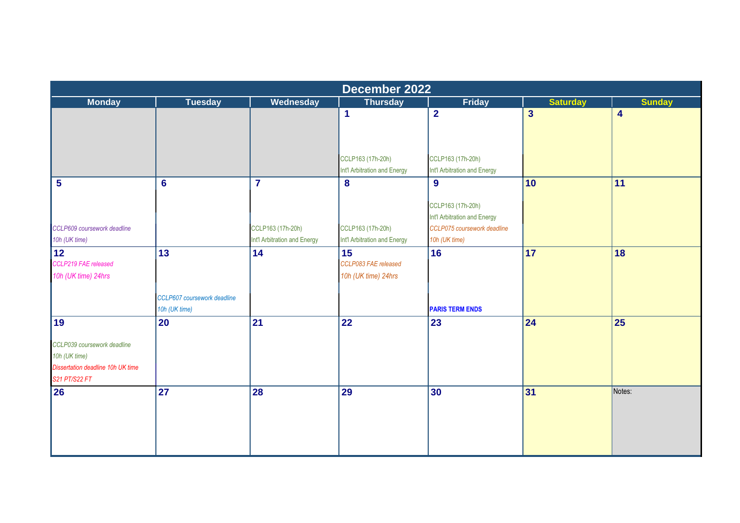# December 2022

| Monday | Tuesday | Wednesday | Thursday | Friday | Saturday | Sunday |
|---|---|---|---|---|---|---|
| | | | **1** CCLP163 (17h-20h) Int'l Arbitration and Energy | **2** CCLP163 (17h-20h) Int'l Arbitration and Energy | **3** | **4** |
| **5** *CCLP609 coursework deadline 10h (UK time)* | **6** | **7** CCLP163 (17h-20h) Int'l Arbitration and Energy | **8** CCLP163 (17h-20h) Int'l Arbitration and Energy | **9** CCLP163 (17h-20h) Int'l Arbitration and Energy *CCLP075 coursework deadline 10h (UK time)* | **10** | **11** |
| **12** *CCLP219 FAE released 10h (UK time) 24hrs* | **13** *CCLP607 coursework deadline 10h (UK time)* | **14** | **15** *CCLP083 FAE released 10h (UK time) 24hrs* | **16** **PARIS TERM ENDS** | **17** | **18** |
| **19** *CCLP039 coursework deadline 10h (UK time)* *Dissertation deadline 10h UK time S21 PT/S22 FT* | **20** | **21** | **22** | **23** | **24** | **25** |
| **26** | **27** | **28** | **29** | **30** | **31** | Notes: |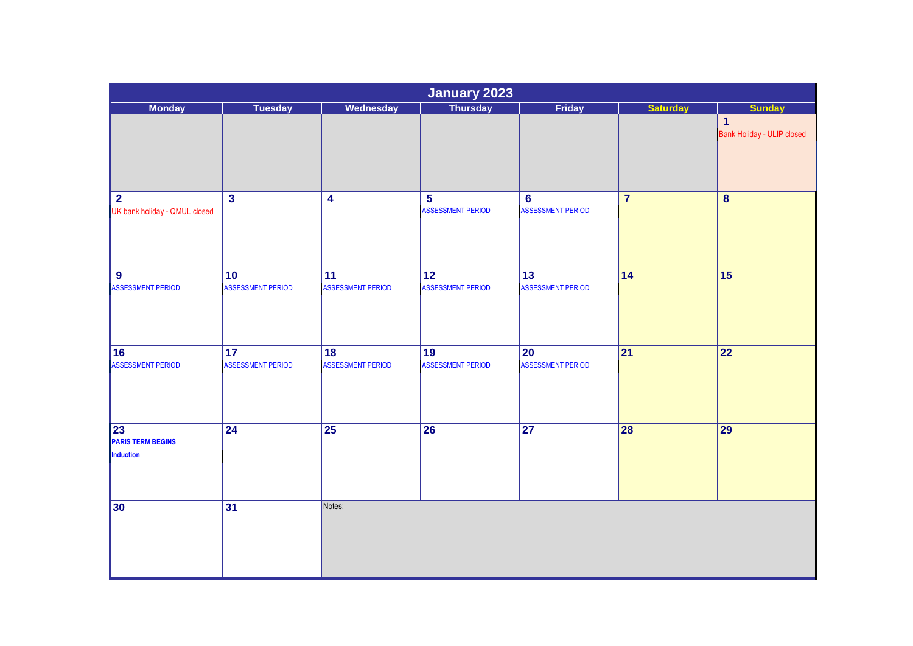# January 2023

| Monday | Tuesday | Wednesday | Thursday | Friday | Saturday | Sunday |
| --- | --- | --- | --- | --- | --- | --- |
| | | | | | | **1** Bank Holiday - ULIP closed |
| **2** UK bank holiday - QMUL closed | **3** | **4** | **5** ASSESSMENT PERIOD | **6** ASSESSMENT PERIOD | **7** | **8** |
| **9** ASSESSMENT PERIOD | **10** ASSESSMENT PERIOD | **11** ASSESSMENT PERIOD | **12** ASSESSMENT PERIOD | **13** ASSESSMENT PERIOD | **14** | **15** |
| **16** ASSESSMENT PERIOD | **17** ASSESSMENT PERIOD | **18** ASSESSMENT PERIOD | **19** ASSESSMENT PERIOD | **20** ASSESSMENT PERIOD | **21** | **22** |
| **23** **PARIS TERM BEGINS** **Induction** | **24** | **25** | **26** | **27** | **28** | **29** |
| **30** | **31** | Notes: | | | | |